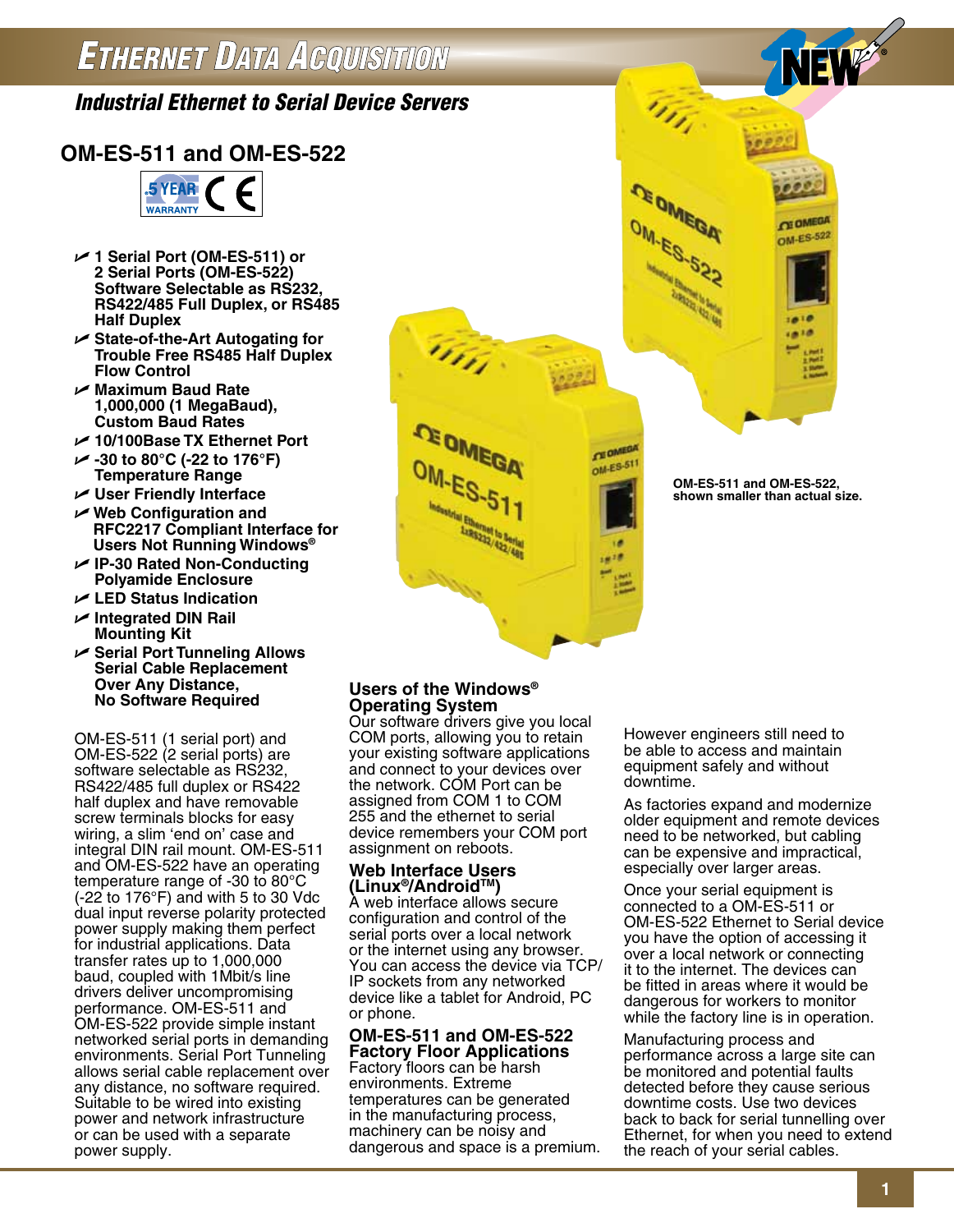# Ethernet Data Acquisition

## *Industrial Ethernet to Serial Device Servers*

## OM-ES-511 and OM-ES-522

5 YEAR WARRANTY CE

NEW®

- **1 Serial Port (OM-ES-511) or 2 Serial Ports (OM-ES-522) Software Selectable as RS232, RS422/485 Full Duplex, or RS485 Half Duplex**
- **State-of-the-Art Autogating for Trouble Free RS485 Half Duplex Flow Control**
- **Maximum Baud Rate 1,000,000 (1 MegaBaud), Custom Baud Rates**
- **10/100Base TX Ethernet Port**
- **-30 to 80°C (-22 to 176°F) Temperature Range**
- **User Friendly Interface**
- **Web Configuration and RFC2217 Compliant Interface for Users Not Running Windows®**
- **IP-30 Rated Non-Conducting Polyamide Enclosure**
- **LED Status Indication**
- **Integrated DIN Rail Mounting Kit**
- **Serial Port Tunneling Allows Serial Cable Replacement Over Any Distance, No Software Required**

OM-ES-511 and OM-ES-522, shown smaller than actual size.

OM-ES-511 (1 serial port) and OM-ES-522 (2 serial ports) are software selectable as RS232, RS422/485 full duplex or RS422 half duplex and have removable screw terminals blocks for easy wiring, a slim 'end on' case and integral DIN rail mount. OM-ES-511 and OM-ES-522 have an operating temperature range of -30 to 80°C (-22 to 176°F) and with 5 to 30 Vdc dual input reverse polarity protected power supply making them perfect for industrial applications. Data transfer rates up to 1,000,000 baud, coupled with 1Mbit/s line drivers deliver uncompromising performance. OM-ES-511 and OM-ES-522 provide simple instant networked serial ports in demanding environments. Serial Port Tunneling allows serial cable replacement over any distance, no software required. Suitable to be wired into existing power and network infrastructure or can be used with a separate power supply.

### Users of the Windows® Operating System

Our software drivers give you local COM ports, allowing you to retain your existing software applications and connect to your devices over the network. COM Port can be assigned from COM 1 to COM 255 and the ethernet to serial device remembers your COM port assignment on reboots.

### Web Interface Users (Linux®/Android™)

A web interface allows secure configuration and control of the serial ports over a local network or the internet using any browser. You can access the device via TCP/IP sockets from any networked device like a tablet for Android, PC or phone.

### OM-ES-511 and OM-ES-522 Factory Floor Applications

Factory floors can be harsh environments. Extreme temperatures can be generated in the manufacturing process, machinery can be noisy and dangerous and space is a premium. However engineers still need to be able to access and maintain equipment safely and without downtime.

As factories expand and modernize older equipment and remote devices need to be networked, but cabling can be expensive and impractical, especially over larger areas.

Once your serial equipment is connected to a OM-ES-511 or OM-ES-522 Ethernet to Serial device you have the option of accessing it over a local network or connecting it to the internet. The devices can be fitted in areas where it would be dangerous for workers to monitor while the factory line is in operation.

Manufacturing process and performance across a large site can be monitored and potential faults detected before they cause serious downtime costs. Use two devices back to back for serial tunnelling over Ethernet, for when you need to extend the reach of your serial cables.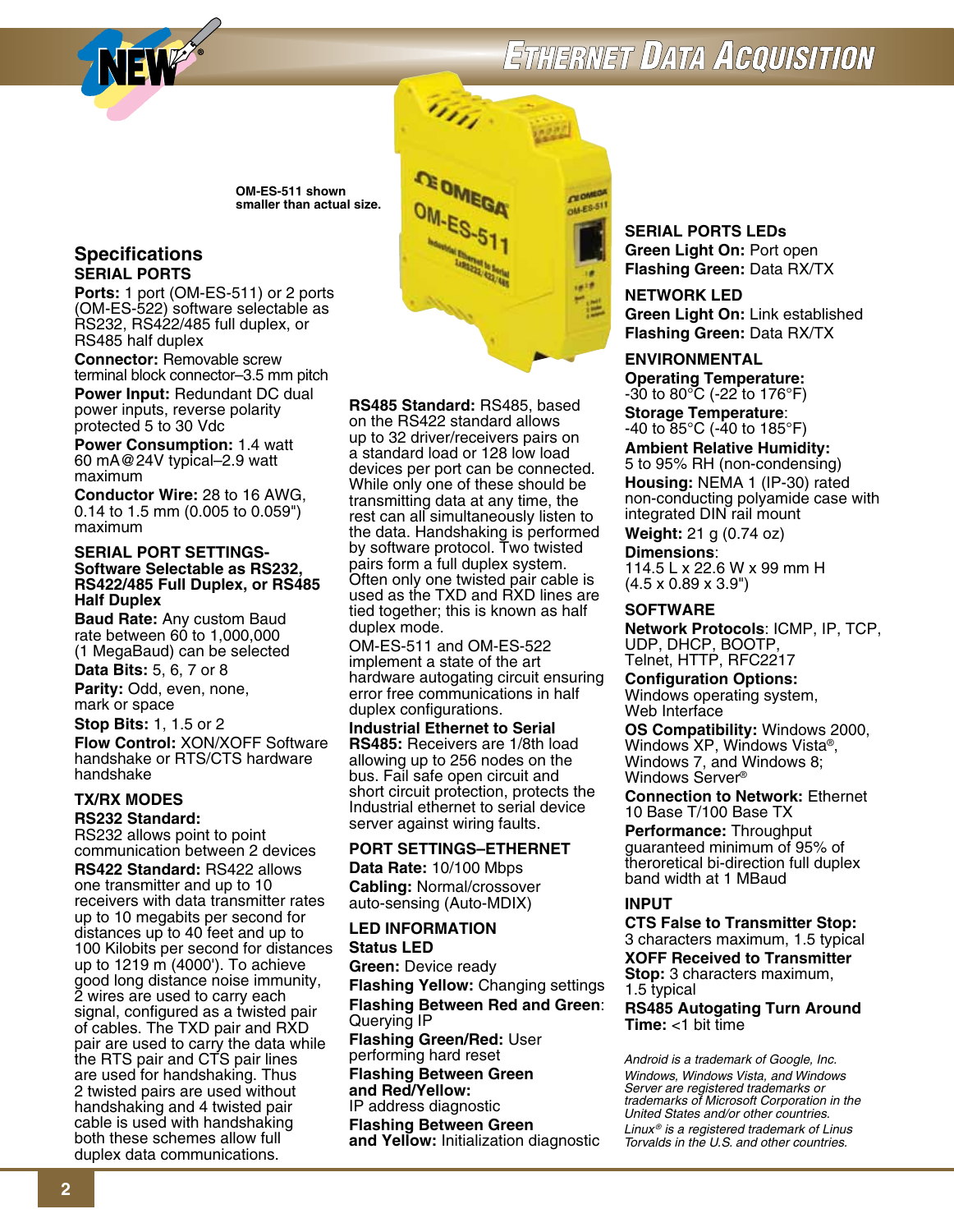OM-ES-511 shown smaller than actual size.

## Specifications

### SERIAL PORTS

**Ports:** 1 port (OM-ES-511) or 2 ports (OM-ES-522) software selectable as RS232, RS422/485 full duplex, or RS485 half duplex

**Connector:** Removable screw terminal block connector–3.5 mm pitch

**Power Input:** Redundant DC dual power inputs, reverse polarity protected 5 to 30 Vdc

**Power Consumption:** 1.4 watt 60 mA@24V typical–2.9 watt maximum

**Conductor Wire:** 28 to 16 AWG, 0.14 to 1.5 mm (0.005 to 0.059") maximum

### SERIAL PORT SETTINGS-Software Selectable as RS232, RS422/485 Full Duplex, or RS485 Half Duplex

**Baud Rate:** Any custom Baud rate between 60 to 1,000,000 (1 MegaBaud) can be selected

**Data Bits:** 5, 6, 7 or 8

**Parity:** Odd, even, none, mark or space

**Stop Bits:** 1, 1.5 or 2

**Flow Control:** XON/XOFF Software handshake or RTS/CTS hardware handshake

### TX/RX MODES

**RS232 Standard:**
RS232 allows point to point communication between 2 devices

**RS422 Standard:** RS422 allows one transmitter and up to 10 receivers with data transmitter rates up to 10 megabits per second for distances up to 40 feet and up to 100 Kilobits per second for distances up to 1219 m (4000'). To achieve good long distance noise immunity, 2 wires are used to carry each signal, configured as a twisted pair of cables. The TXD pair and RXD pair are used to carry the data while the RTS pair and CTS pair lines are used for handshaking. Thus 2 twisted pairs are used without handshaking and 4 twisted pair cable is used with handshaking both these schemes allow full duplex data communications.

**RS485 Standard:** RS485, based on the RS422 standard allows up to 32 driver/receivers pairs on a standard load or 128 low load devices per port can be connected. While only one of these should be transmitting data at any time, the rest can all simultaneously listen to the data. Handshaking is performed by software protocol. Two twisted pairs form a full duplex system. Often only one twisted pair cable is used as the TXD and RXD lines are tied together; this is known as half duplex mode.

OM-ES-511 and OM-ES-522 implement a state of the art hardware autogating circuit ensuring error free communications in half duplex configurations.

**Industrial Ethernet to Serial RS485:** Receivers are 1/8th load allowing up to 256 nodes on the bus. Fail safe open circuit and short circuit protection, protects the Industrial ethernet to serial device server against wiring faults.

### PORT SETTINGS–ETHERNET

**Data Rate:** 10/100 Mbps

**Cabling:** Normal/crossover auto-sensing (Auto-MDIX)

### LED INFORMATION

**Status LED**

**Green:** Device ready

**Flashing Yellow:** Changing settings

**Flashing Between Red and Green**: Querying IP

**Flashing Green/Red:** User performing hard reset

**Flashing Between Green and Red/Yellow:**
IP address diagnostic

**Flashing Between Green and Yellow:** Initialization diagnostic

### SERIAL PORTS LEDs

**Green Light On:** Port open

**Flashing Green:** Data RX/TX

### NETWORK LED

**Green Light On:** Link established

**Flashing Green:** Data RX/TX

### ENVIRONMENTAL

**Operating Temperature:**
-30 to 80°C (-22 to 176°F)

**Storage Temperature**:
-40 to 85°C (-40 to 185°F)

**Ambient Relative Humidity:**
5 to 95% RH (non-condensing)

**Housing:** NEMA 1 (IP-30) rated non-conducting polyamide case with integrated DIN rail mount

**Weight:** 21 g (0.74 oz)

**Dimensions**:
114.5 L x 22.6 W x 99 mm H (4.5 x 0.89 x 3.9")

### SOFTWARE

**Network Protocols**: ICMP, IP, TCP, UDP, DHCP, BOOTP, Telnet, HTTP, RFC2217

**Configuration Options:**
Windows operating system, Web Interface

**OS Compatibility:** Windows 2000, Windows XP, Windows Vista®, Windows 7, and Windows 8; Windows Server®

**Connection to Network:** Ethernet 10 Base T/100 Base TX

**Performance:** Throughput guaranteed minimum of 95% of theroretical bi-direction full duplex band width at 1 MBaud

### INPUT

**CTS False to Transmitter Stop:**
3 characters maximum, 1.5 typical

**XOFF Received to Transmitter Stop:** 3 characters maximum, 1.5 typical

**RS485 Autogating Turn Around Time:** <1 bit time

*Android is a trademark of Google, Inc.*

*Windows, Windows Vista, and Windows Server are registered trademarks or trademarks of Microsoft Corporation in the United States and/or other countries.*

*Linux® is a registered trademark of Linus Torvalds in the U.S. and other countries.*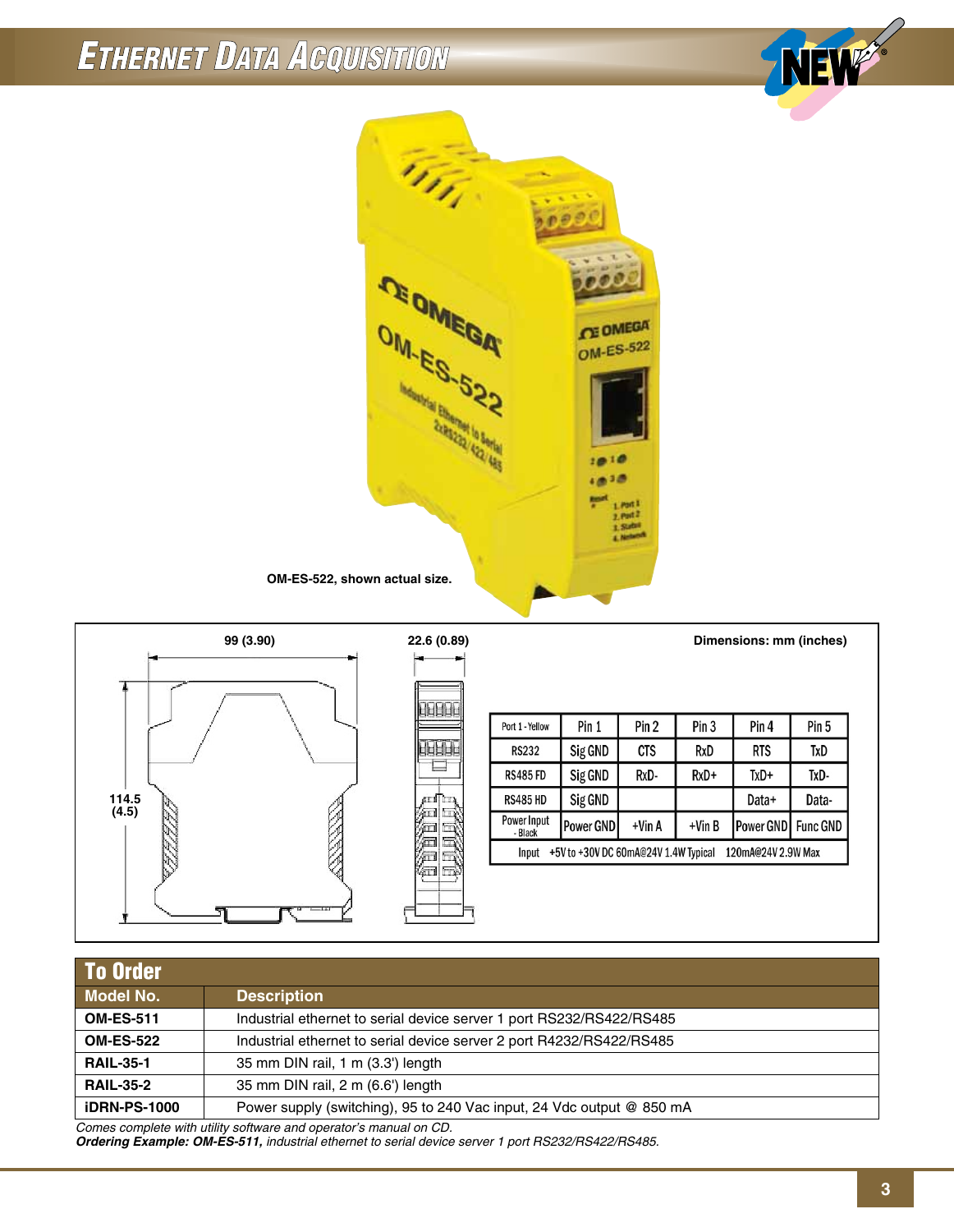# Ethernet Data Acquisition

OM-ES-522, shown actual size.

Dimensions: mm (inches)

99 (3.90)

22.6 (0.89)

114.5 (4.5)

| Port 1 - Yellow | Pin 1 | Pin 2 | Pin 3 | Pin 4 | Pin 5 |
|---|---|---|---|---|---|
| RS232 | Sig GND | CTS | RxD | RTS | TxD |
| RS485 FD | Sig GND | RxD- | RxD+ | TxD+ | TxD- |
| RS485 HD | Sig GND | | | Data+ | Data- |
| Power Input - Black | Power GND | +Vin A | +Vin B | Power GND | Func GND |
| Input | +5V to +30V DC 60mA@24V 1.4W Typical | | 120mA@24V 2.9W Max | | |

## To Order

| Model No. | Description |
|---|---|
| OM-ES-511 | Industrial ethernet to serial device server 1 port RS232/RS422/RS485 |
| OM-ES-522 | Industrial ethernet to serial device server 2 port R4232/RS422/RS485 |
| RAIL-35-1 | 35 mm DIN rail, 1 m (3.3') length |
| RAIL-35-2 | 35 mm DIN rail, 2 m (6.6') length |
| iDRN-PS-1000 | Power supply (switching), 95 to 240 Vac input, 24 Vdc output @ 850 mA |

*Comes complete with utility software and operator's manual on CD.*

***Ordering Example: OM-ES-511,** industrial ethernet to serial device server 1 port RS232/RS422/RS485.*